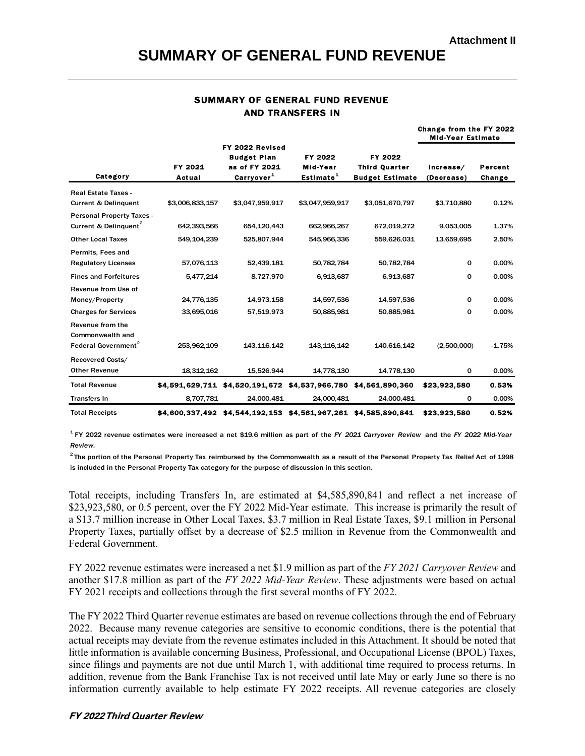Attachment II

# SUMMARY OF GENERAL FUND REVENUE

## SUMMARY OF GENERAL FUND REVENUE AND TRANSFERS IN

| Category | FY 2021 Actual | FY 2022 Revised Budget Plan as of FY 2021 Carryover[1] | FY 2022 Mid-Year Estimate[1] | FY 2022 Third Quarter Budget Estimate | Change from the FY 2022 Mid-Year Estimate | |
|---|---|---|---|---|---|---|
| | | | | | Increase/ (Decrease) | Percent Change |
| Real Estate Taxes - Current & Delinquent | $3,006,833,157 | $3,047,959,917 | $3,047,959,917 | $3,051,670,797 | $3,710,880 | 0.12% |
| Personal Property Taxes - Current & Delinquent[2] | 642,393,566 | 654,120,443 | 662,966,267 | 672,019,272 | 9,053,005 | 1.37% |
| Other Local Taxes | 549,104,239 | 525,807,944 | 545,966,336 | 559,626,031 | 13,659,695 | 2.50% |
| Permits, Fees and Regulatory Licenses | 57,076,113 | 52,439,181 | 50,782,784 | 50,782,784 | 0 | 0.00% |
| Fines and Forfeitures | 5,477,214 | 8,727,970 | 6,913,687 | 6,913,687 | 0 | 0.00% |
| Revenue from Use of Money/Property | 24,776,135 | 14,973,158 | 14,597,536 | 14,597,536 | 0 | 0.00% |
| Charges for Services | 33,695,016 | 57,519,973 | 50,885,981 | 50,885,981 | 0 | 0.00% |
| Revenue from the Commonwealth and Federal Government[2] | 253,962,109 | 143,116,142 | 143,116,142 | 140,616,142 | (2,500,000) | -1.75% |
| Recovered Costs/ Other Revenue | 18,312,162 | 15,526,944 | 14,778,130 | 14,778,130 | 0 | 0.00% |
| **Total Revenue** | **$4,591,629,711** | **$4,520,191,672** | **$4,537,966,780** | **$4,561,890,360** | **$23,923,580** | **0.53%** |
| Transfers In | 8,707,781 | 24,000,481 | 24,000,481 | 24,000,481 | 0 | 0.00% |
| **Total Receipts** | **$4,600,337,492** | **$4,544,192,153** | **$4,561,967,261** | **$4,585,890,841** | **$23,923,580** | **0.52%** |

[1] FY 2022 revenue estimates were increased a net $19.6 million as part of the *FY 2021 Carryover Review* and the *FY 2022 Mid-Year Review*.

[2] The portion of the Personal Property Tax reimbursed by the Commonwealth as a result of the Personal Property Tax Relief Act of 1998 is included in the Personal Property Tax category for the purpose of discussion in this section.

Total receipts, including Transfers In, are estimated at $4,585,890,841 and reflect a net increase of $23,923,580, or 0.5 percent, over the FY 2022 Mid-Year estimate. This increase is primarily the result of a $13.7 million increase in Other Local Taxes, $3.7 million in Real Estate Taxes, $9.1 million in Personal Property Taxes, partially offset by a decrease of $2.5 million in Revenue from the Commonwealth and Federal Government.

FY 2022 revenue estimates were increased a net $1.9 million as part of the *FY 2021 Carryover Review* and another $17.8 million as part of the *FY 2022 Mid-Year Review*. These adjustments were based on actual FY 2021 receipts and collections through the first several months of FY 2022.

The FY 2022 Third Quarter revenue estimates are based on revenue collections through the end of February 2022. Because many revenue categories are sensitive to economic conditions, there is the potential that actual receipts may deviate from the revenue estimates included in this Attachment. It should be noted that little information is available concerning Business, Professional, and Occupational License (BPOL) Taxes, since filings and payments are not due until March 1, with additional time required to process returns. In addition, revenue from the Bank Franchise Tax is not received until late May or early June so there is no information currently available to help estimate FY 2022 receipts. All revenue categories are closely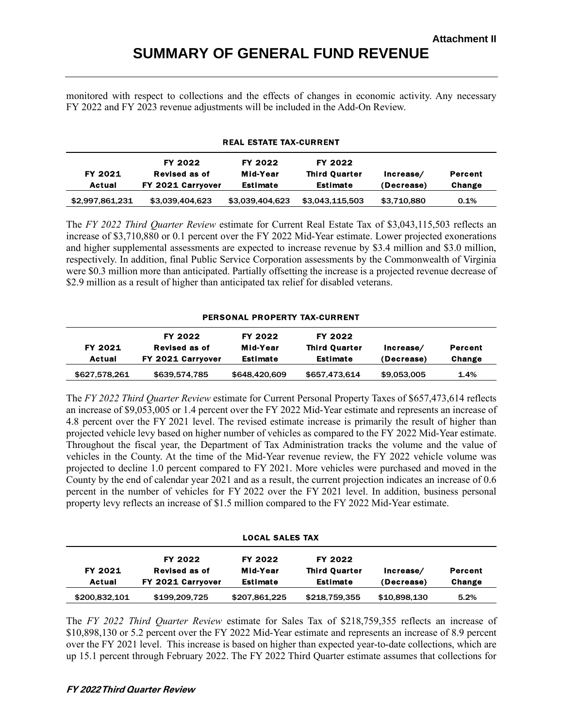monitored with respect to collections and the effects of changes in economic activity. Any necessary FY 2022 and FY 2023 revenue adjustments will be included in the Add-On Review.

**REAL ESTATE TAX-CURRENT**

| FY 2021 Actual | FY 2022 Revised as of FY 2021 Carryover | FY 2022 Mid-Year Estimate | FY 2022 Third Quarter Estimate | Increase/ (Decrease) | Percent Change |
|---|---|---|---|---|---|
| $2,997,861,231 | $3,039,404,623 | $3,039,404,623 | $3,043,115,503 | $3,710,880 | 0.1% |

The *FY 2022 Third Quarter Review* estimate for Current Real Estate Tax of $3,043,115,503 reflects an increase of $3,710,880 or 0.1 percent over the FY 2022 Mid-Year estimate. Lower projected exonerations and higher supplemental assessments are expected to increase revenue by $3.4 million and $3.0 million, respectively. In addition, final Public Service Corporation assessments by the Commonwealth of Virginia were $0.3 million more than anticipated. Partially offsetting the increase is a projected revenue decrease of $2.9 million as a result of higher than anticipated tax relief for disabled veterans.

**PERSONAL PROPERTY TAX-CURRENT**

| FY 2021 Actual | FY 2022 Revised as of FY 2021 Carryover | FY 2022 Mid-Year Estimate | FY 2022 Third Quarter Estimate | Increase/ (Decrease) | Percent Change |
|---|---|---|---|---|---|
| $627,578,261 | $639,574,785 | $648,420,609 | $657,473,614 | $9,053,005 | 1.4% |

The *FY 2022 Third Quarter Review* estimate for Current Personal Property Taxes of $657,473,614 reflects an increase of $9,053,005 or 1.4 percent over the FY 2022 Mid-Year estimate and represents an increase of 4.8 percent over the FY 2021 level. The revised estimate increase is primarily the result of higher than projected vehicle levy based on higher number of vehicles as compared to the FY 2022 Mid-Year estimate. Throughout the fiscal year, the Department of Tax Administration tracks the volume and the value of vehicles in the County. At the time of the Mid-Year revenue review, the FY 2022 vehicle volume was projected to decline 1.0 percent compared to FY 2021. More vehicles were purchased and moved in the County by the end of calendar year 2021 and as a result, the current projection indicates an increase of 0.6 percent in the number of vehicles for FY 2022 over the FY 2021 level. In addition, business personal property levy reflects an increase of $1.5 million compared to the FY 2022 Mid-Year estimate.

**LOCAL SALES TAX**

| FY 2021 Actual | FY 2022 Revised as of FY 2021 Carryover | FY 2022 Mid-Year Estimate | FY 2022 Third Quarter Estimate | Increase/ (Decrease) | Percent Change |
|---|---|---|---|---|---|
| $200,832,101 | $199,209,725 | $207,861,225 | $218,759,355 | $10,898,130 | 5.2% |

The *FY 2022 Third Quarter Review* estimate for Sales Tax of $218,759,355 reflects an increase of $10,898,130 or 5.2 percent over the FY 2022 Mid-Year estimate and represents an increase of 8.9 percent over the FY 2021 level. This increase is based on higher than expected year-to-date collections, which are up 15.1 percent through February 2022. The FY 2022 Third Quarter estimate assumes that collections for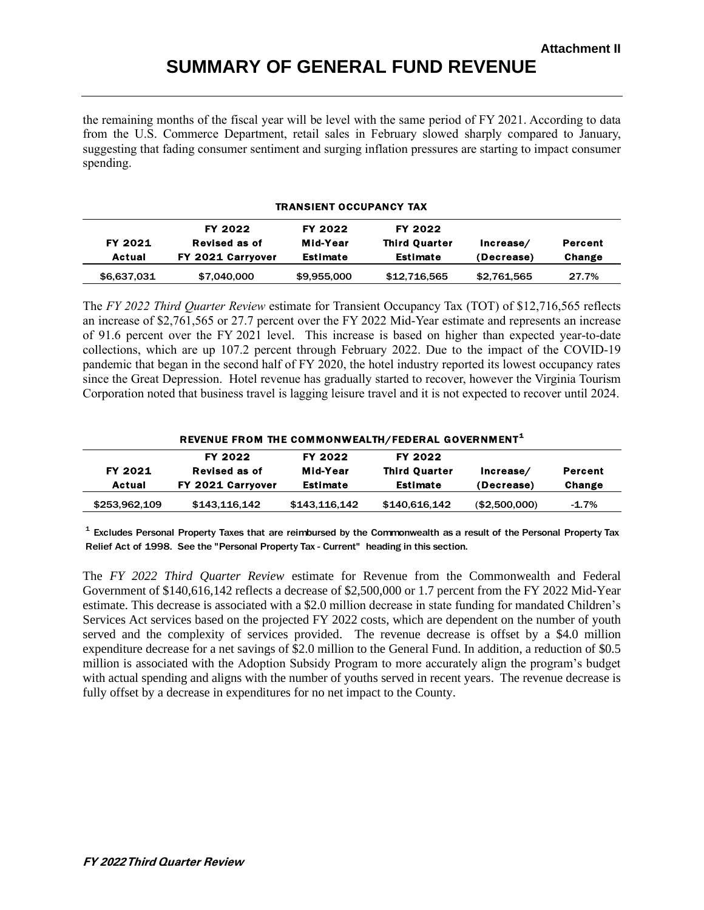the remaining months of the fiscal year will be level with the same period of FY 2021. According to data from the U.S. Commerce Department, retail sales in February slowed sharply compared to January, suggesting that fading consumer sentiment and surging inflation pressures are starting to impact consumer spending.

**TRANSIENT OCCUPANCY TAX**

| FY 2021 Actual | FY 2022 Revised as of FY 2021 Carryover | FY 2022 Mid-Year Estimate | FY 2022 Third Quarter Estimate | Increase/ (Decrease) | Percent Change |
|---|---|---|---|---|---|
| $6,637,031 | $7,040,000 | $9,955,000 | $12,716,565 | $2,761,565 | 27.7% |

The *FY 2022 Third Quarter Review* estimate for Transient Occupancy Tax (TOT) of $12,716,565 reflects an increase of $2,761,565 or 27.7 percent over the FY 2022 Mid-Year estimate and represents an increase of 91.6 percent over the FY 2021 level. This increase is based on higher than expected year-to-date collections, which are up 107.2 percent through February 2022. Due to the impact of the COVID-19 pandemic that began in the second half of FY 2020, the hotel industry reported its lowest occupancy rates since the Great Depression. Hotel revenue has gradually started to recover, however the Virginia Tourism Corporation noted that business travel is lagging leisure travel and it is not expected to recover until 2024.

**REVENUE FROM THE COMMONWEALTH/FEDERAL GOVERNMENT[1]**

| FY 2021 Actual | FY 2022 Revised as of FY 2021 Carryover | FY 2022 Mid-Year Estimate | FY 2022 Third Quarter Estimate | Increase/ (Decrease) | Percent Change |
|---|---|---|---|---|---|
| $253,962,109 | $143,116,142 | $143,116,142 | $140,616,142 | ($2,500,000) | -1.7% |

[1] Excludes Personal Property Taxes that are reimbursed by the Commonwealth as a result of the Personal Property Tax Relief Act of 1998. See the "Personal Property Tax - Current" heading in this section.

The *FY 2022 Third Quarter Review* estimate for Revenue from the Commonwealth and Federal Government of $140,616,142 reflects a decrease of $2,500,000 or 1.7 percent from the FY 2022 Mid-Year estimate. This decrease is associated with a $2.0 million decrease in state funding for mandated Children's Services Act services based on the projected FY 2022 costs, which are dependent on the number of youth served and the complexity of services provided. The revenue decrease is offset by a $4.0 million expenditure decrease for a net savings of $2.0 million to the General Fund. In addition, a reduction of $0.5 million is associated with the Adoption Subsidy Program to more accurately align the program's budget with actual spending and aligns with the number of youths served in recent years. The revenue decrease is fully offset by a decrease in expenditures for no net impact to the County.